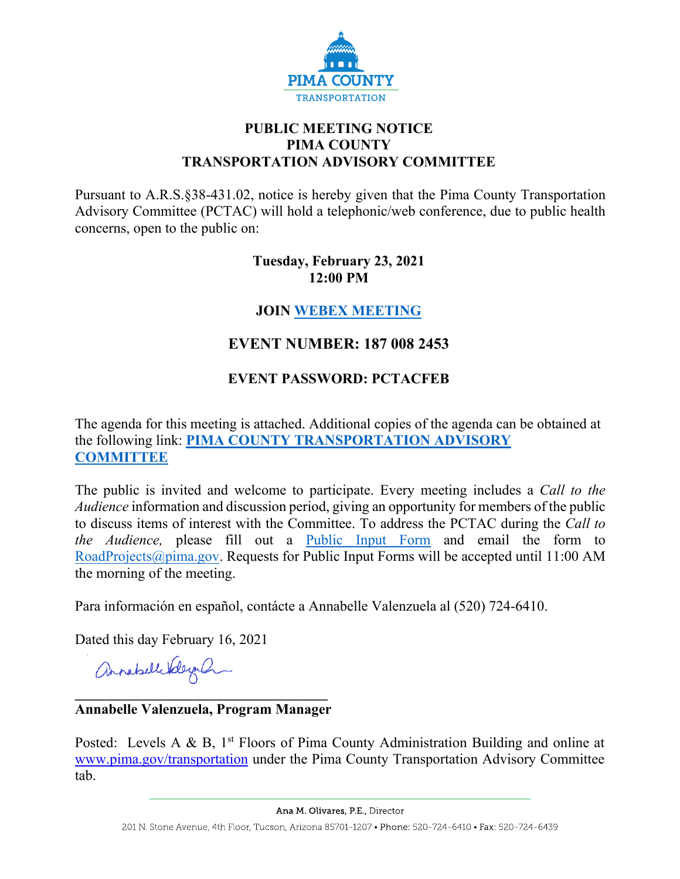PIMA COUNTY
TRANSPORTATION

# PUBLIC MEETING NOTICE
# PIMA COUNTY
# TRANSPORTATION ADVISORY COMMITTEE

Pursuant to A.R.S.§38-431.02, notice is hereby given that the Pima County Transportation Advisory Committee (PCTAC) will hold a telephonic/web conference, due to public health concerns, open to the public on:

**Tuesday, February 23, 2021**
**12:00 PM**

## JOIN WEBEX MEETING

## EVENT NUMBER: 187 008 2453

## EVENT PASSWORD: PCTACFEB

The agenda for this meeting is attached. Additional copies of the agenda can be obtained at the following link: **PIMA COUNTY TRANSPORTATION ADVISORY COMMITTEE**

The public is invited and welcome to participate. Every meeting includes a *Call to the Audience* information and discussion period, giving an opportunity for members of the public to discuss items of interest with the Committee. To address the PCTAC during the *Call to the Audience,* please fill out a Public Input Form and email the form to RoadProjects@pima.gov. Requests for Public Input Forms will be accepted until 11:00 AM the morning of the meeting.

Para información en español, contácte a Annabelle Valenzuela al (520) 724-6410.

Dated this day February 16, 2021

**Annabelle Valenzuela, Program Manager**

Posted: Levels A & B, 1st Floors of Pima County Administration Building and online at www.pima.gov/transportation under the Pima County Transportation Advisory Committee tab.

Ana M. Olivares, P.E., Director
201 N. Stone Avenue, 4th Floor, Tucson, Arizona 85701-1207 • Phone: 520-724-6410 • Fax: 520-724-6439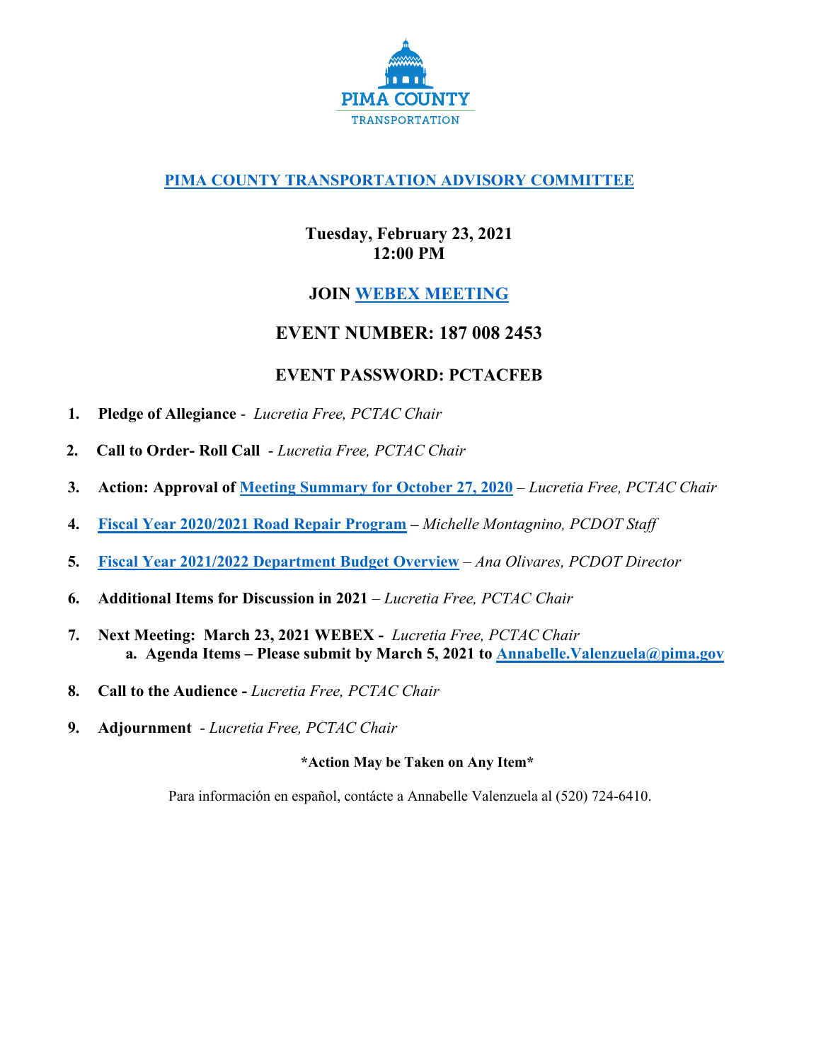PIMA COUNTY

TRANSPORTATION

# PIMA COUNTY TRANSPORTATION ADVISORY COMMITTEE

**Tuesday, February 23, 2021**
**12:00 PM**

## JOIN WEBEX MEETING

## EVENT NUMBER: 187 008 2453

## EVENT PASSWORD: PCTACFEB

1. **Pledge of Allegiance** - *Lucretia Free, PCTAC Chair*
2. **Call to Order- Roll Call** - *Lucretia Free, PCTAC Chair*
3. **Action: Approval of Meeting Summary for October 27, 2020** – *Lucretia Free, PCTAC Chair*
4. **Fiscal Year 2020/2021 Road Repair Program –** *Michelle Montagnino, PCDOT Staff*
5. **Fiscal Year 2021/2022 Department Budget Overview** – *Ana Olivares, PCDOT Director*
6. **Additional Items for Discussion in 2021** – *Lucretia Free, PCTAC Chair*
7. **Next Meeting: March 23, 2021 WEBEX -** *Lucretia Free, PCTAC Chair*
   a. **Agenda Items – Please submit by March 5, 2021 to Annabelle.Valenzuela@pima.gov**
8. **Call to the Audience -** *Lucretia Free, PCTAC Chair*
9. **Adjournment** - *Lucretia Free, PCTAC Chair*

**\*Action May be Taken on Any Item\***

Para información en español, contácte a Annabelle Valenzuela al (520) 724-6410.